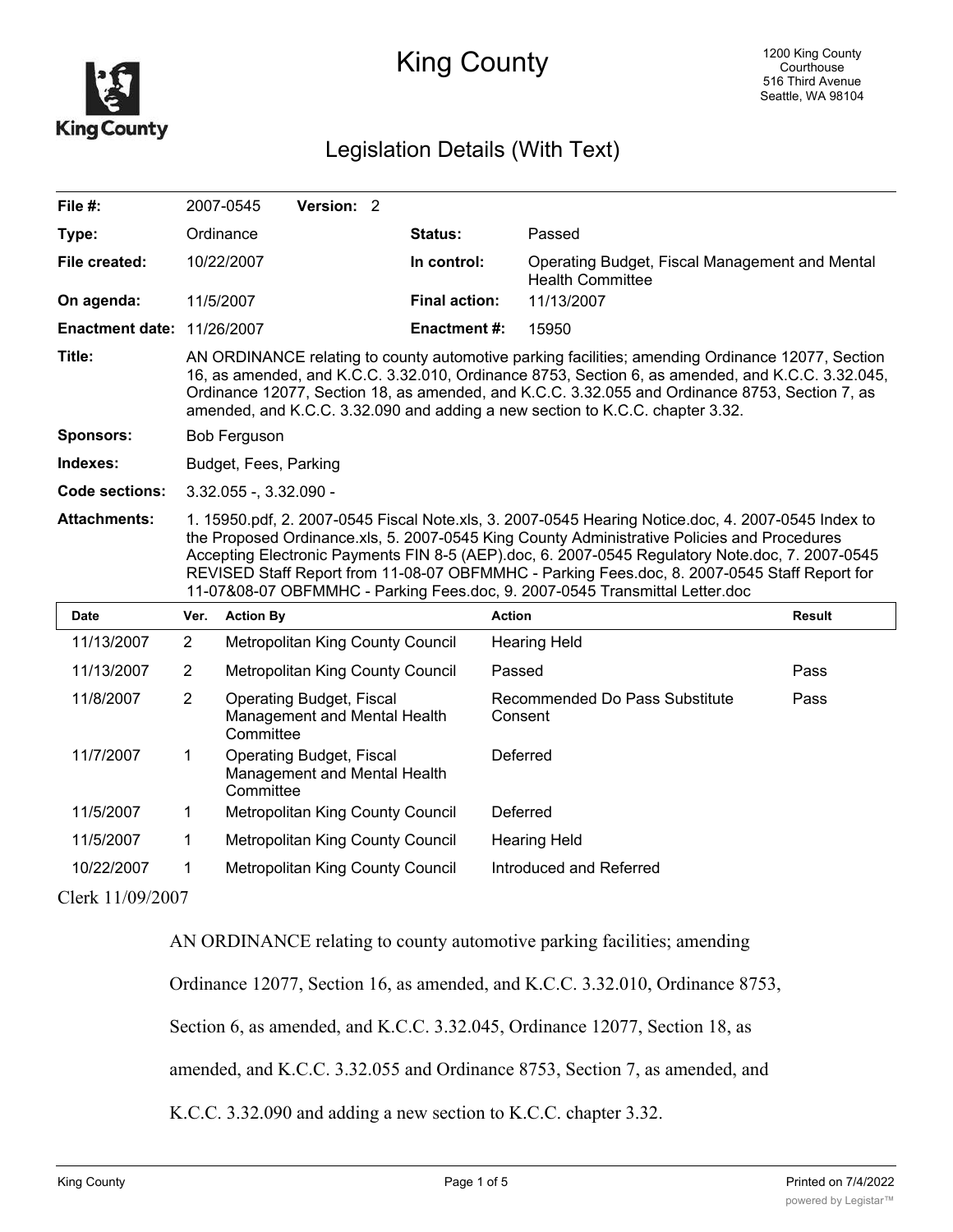# King County

1200 King County Courthouse
516 Third Avenue
Seattle, WA 98104

## Legislation Details (With Text)

| | | | |
|---|---|---|---|
| **File #:** | 2007-0545 **Version:** 2 | | |
| **Type:** | Ordinance | **Status:** | Passed |
| **File created:** | 10/22/2007 | **In control:** | Operating Budget, Fiscal Management and Mental Health Committee |
| **On agenda:** | 11/5/2007 | **Final action:** | 11/13/2007 |
| **Enactment date:** | 11/26/2007 | **Enactment #:** | 15950 |

**Title:** AN ORDINANCE relating to county automotive parking facilities; amending Ordinance 12077, Section 16, as amended, and K.C.C. 3.32.010, Ordinance 8753, Section 6, as amended, and K.C.C. 3.32.045, Ordinance 12077, Section 18, as amended, and K.C.C. 3.32.055 and Ordinance 8753, Section 7, as amended, and K.C.C. 3.32.090 and adding a new section to K.C.C. chapter 3.32.

**Sponsors:** Bob Ferguson

**Indexes:** Budget, Fees, Parking

**Code sections:** 3.32.055 -, 3.32.090 -

**Attachments:** 1. 15950.pdf, 2. 2007-0545 Fiscal Note.xls, 3. 2007-0545 Hearing Notice.doc, 4. 2007-0545 Index to the Proposed Ordinance.xls, 5. 2007-0545 King County Administrative Policies and Procedures Accepting Electronic Payments FIN 8-5 (AEP).doc, 6. 2007-0545 Regulatory Note.doc, 7. 2007-0545 REVISED Staff Report from 11-08-07 OBFMMHC - Parking Fees.doc, 8. 2007-0545 Staff Report for 11-07&08-07 OBFMMHC - Parking Fees.doc, 9. 2007-0545 Transmittal Letter.doc

| Date | Ver. | Action By | Action | Result |
|---|---|---|---|---|
| 11/13/2007 | 2 | Metropolitan King County Council | Hearing Held | |
| 11/13/2007 | 2 | Metropolitan King County Council | Passed | Pass |
| 11/8/2007 | 2 | Operating Budget, Fiscal Management and Mental Health Committee | Recommended Do Pass Substitute Consent | Pass |
| 11/7/2007 | 1 | Operating Budget, Fiscal Management and Mental Health Committee | Deferred | |
| 11/5/2007 | 1 | Metropolitan King County Council | Deferred | |
| 11/5/2007 | 1 | Metropolitan King County Council | Hearing Held | |
| 10/22/2007 | 1 | Metropolitan King County Council | Introduced and Referred | |

Clerk 11/09/2007

AN ORDINANCE relating to county automotive parking facilities; amending Ordinance 12077, Section 16, as amended, and K.C.C. 3.32.010, Ordinance 8753, Section 6, as amended, and K.C.C. 3.32.045, Ordinance 12077, Section 18, as amended, and K.C.C. 3.32.055 and Ordinance 8753, Section 7, as amended, and K.C.C. 3.32.090 and adding a new section to K.C.C. chapter 3.32.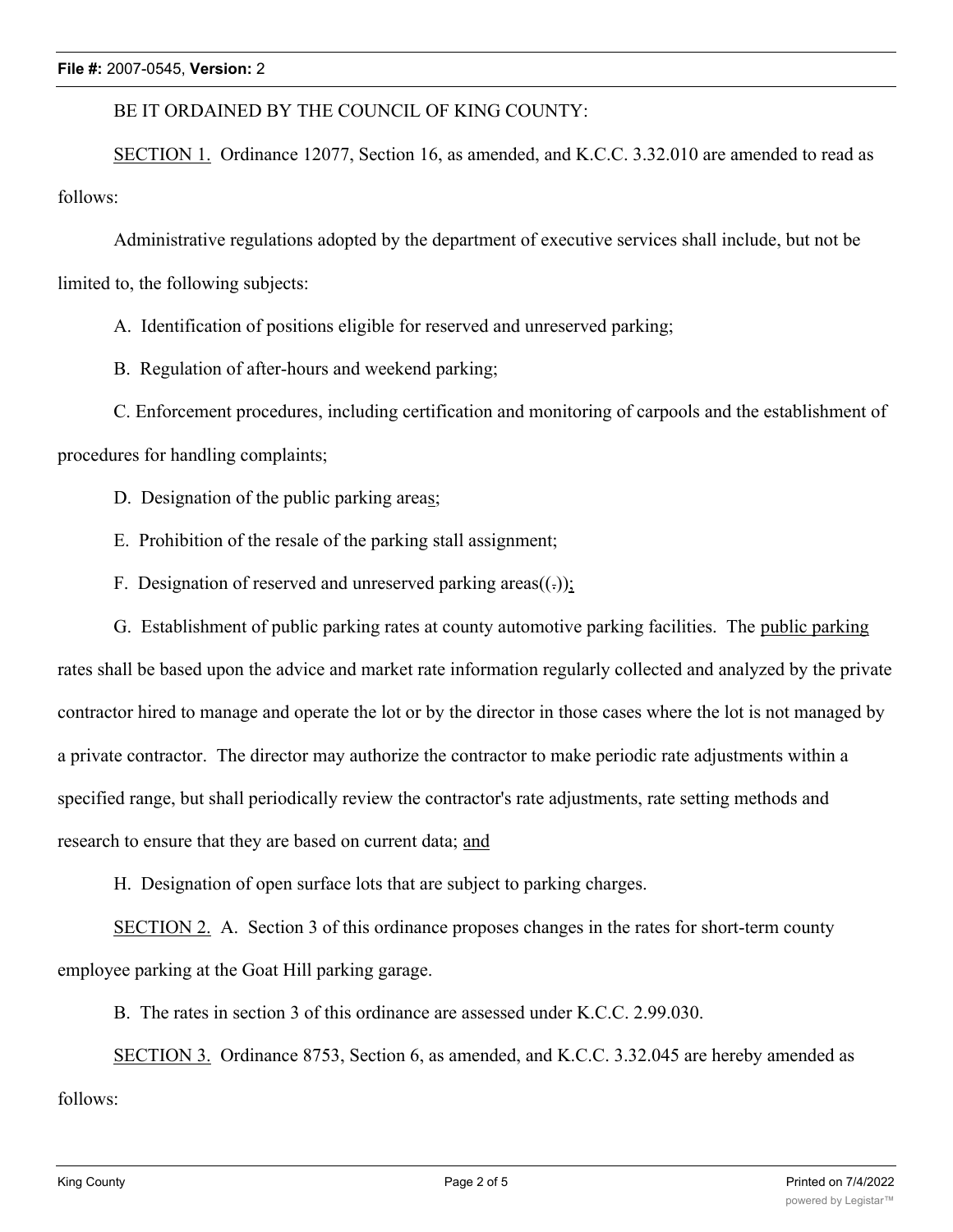BE IT ORDAINED BY THE COUNCIL OF KING COUNTY:

SECTION 1. Ordinance 12077, Section 16, as amended, and K.C.C. 3.32.010 are amended to read as follows:

Administrative regulations adopted by the department of executive services shall include, but not be limited to, the following subjects:

A. Identification of positions eligible for reserved and unreserved parking;

B. Regulation of after-hours and weekend parking;

C. Enforcement procedures, including certification and monitoring of carpools and the establishment of procedures for handling complaints;

D. Designation of the public parking areas;

E. Prohibition of the resale of the parking stall assignment;

F. Designation of reserved and unreserved parking areas((.));

G. Establishment of public parking rates at county automotive parking facilities. The public parking rates shall be based upon the advice and market rate information regularly collected and analyzed by the private contractor hired to manage and operate the lot or by the director in those cases where the lot is not managed by a private contractor. The director may authorize the contractor to make periodic rate adjustments within a specified range, but shall periodically review the contractor's rate adjustments, rate setting methods and research to ensure that they are based on current data; and

H. Designation of open surface lots that are subject to parking charges.

SECTION 2. A. Section 3 of this ordinance proposes changes in the rates for short-term county employee parking at the Goat Hill parking garage.

B. The rates in section 3 of this ordinance are assessed under K.C.C. 2.99.030.

SECTION 3. Ordinance 8753, Section 6, as amended, and K.C.C. 3.32.045 are hereby amended as follows: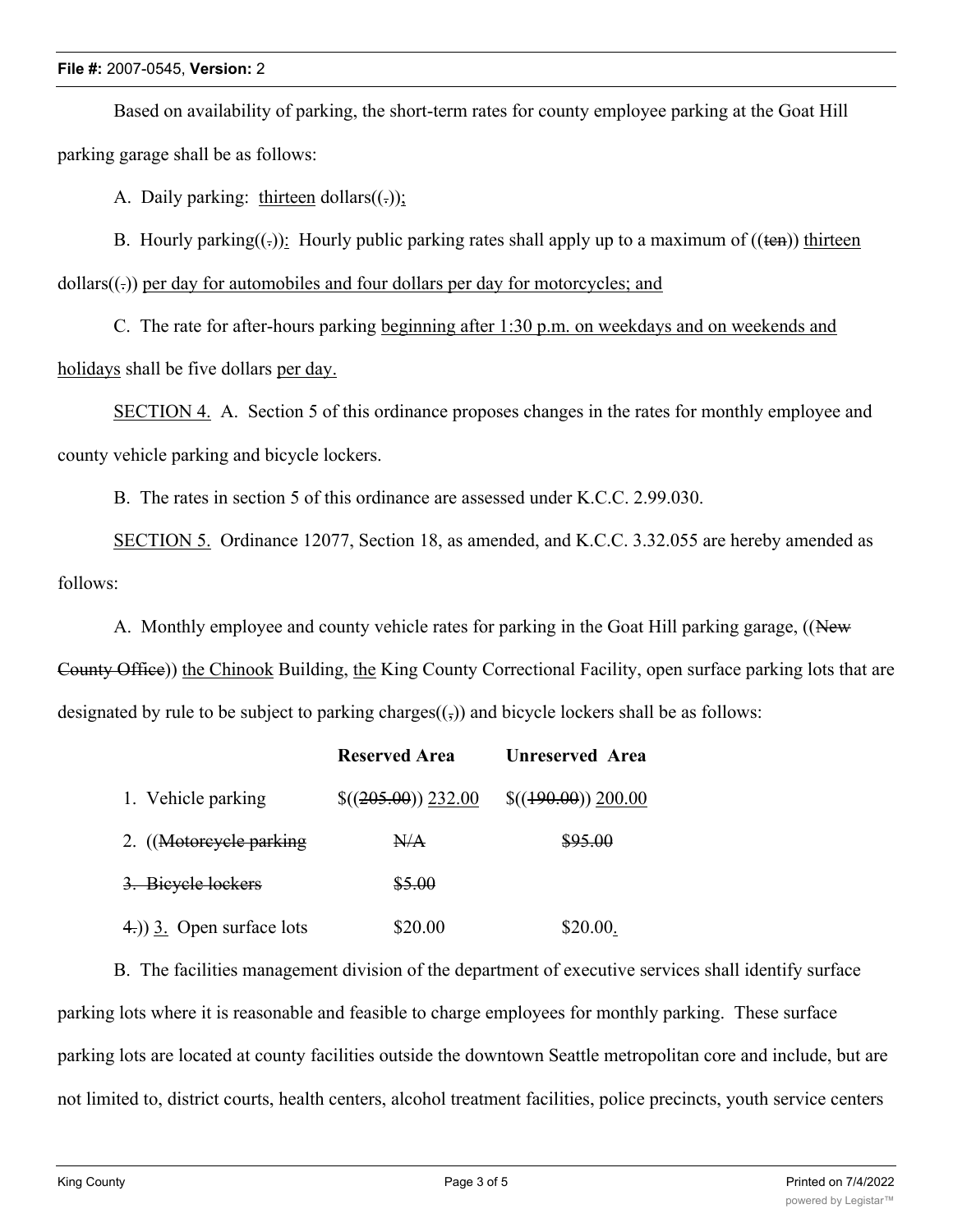Based on availability of parking, the short-term rates for county employee parking at the Goat Hill parking garage shall be as follows:

A. Daily parking: thirteen dollars((.));

B. Hourly parking((.)): Hourly public parking rates shall apply up to a maximum of ((ten)) thirteen dollars((.)) per day for automobiles and four dollars per day for motorcycles; and

C. The rate for after-hours parking beginning after 1:30 p.m. on weekdays and on weekends and holidays shall be five dollars per day.

SECTION 4. A. Section 5 of this ordinance proposes changes in the rates for monthly employee and county vehicle parking and bicycle lockers.

B. The rates in section 5 of this ordinance are assessed under K.C.C. 2.99.030.

SECTION 5. Ordinance 12077, Section 18, as amended, and K.C.C. 3.32.055 are hereby amended as follows:

A. Monthly employee and county vehicle rates for parking in the Goat Hill parking garage, ((New County Office)) the Chinook Building, the King County Correctional Facility, open surface parking lots that are designated by rule to be subject to parking charges((,)) and bicycle lockers shall be as follows:

| | Reserved Area | Unreserved Area |
|---|---|---|
| 1. Vehicle parking | $((205.00)) 232.00 | $((190.00)) 200.00 |
| 2. ((Motorcycle parking | N/A | $95.00 |
| 3. Bicycle lockers | $5.00 | |
| 4.)) 3. Open surface lots | $20.00 | $20.00. |

B. The facilities management division of the department of executive services shall identify surface parking lots where it is reasonable and feasible to charge employees for monthly parking. These surface parking lots are located at county facilities outside the downtown Seattle metropolitan core and include, but are not limited to, district courts, health centers, alcohol treatment facilities, police precincts, youth service centers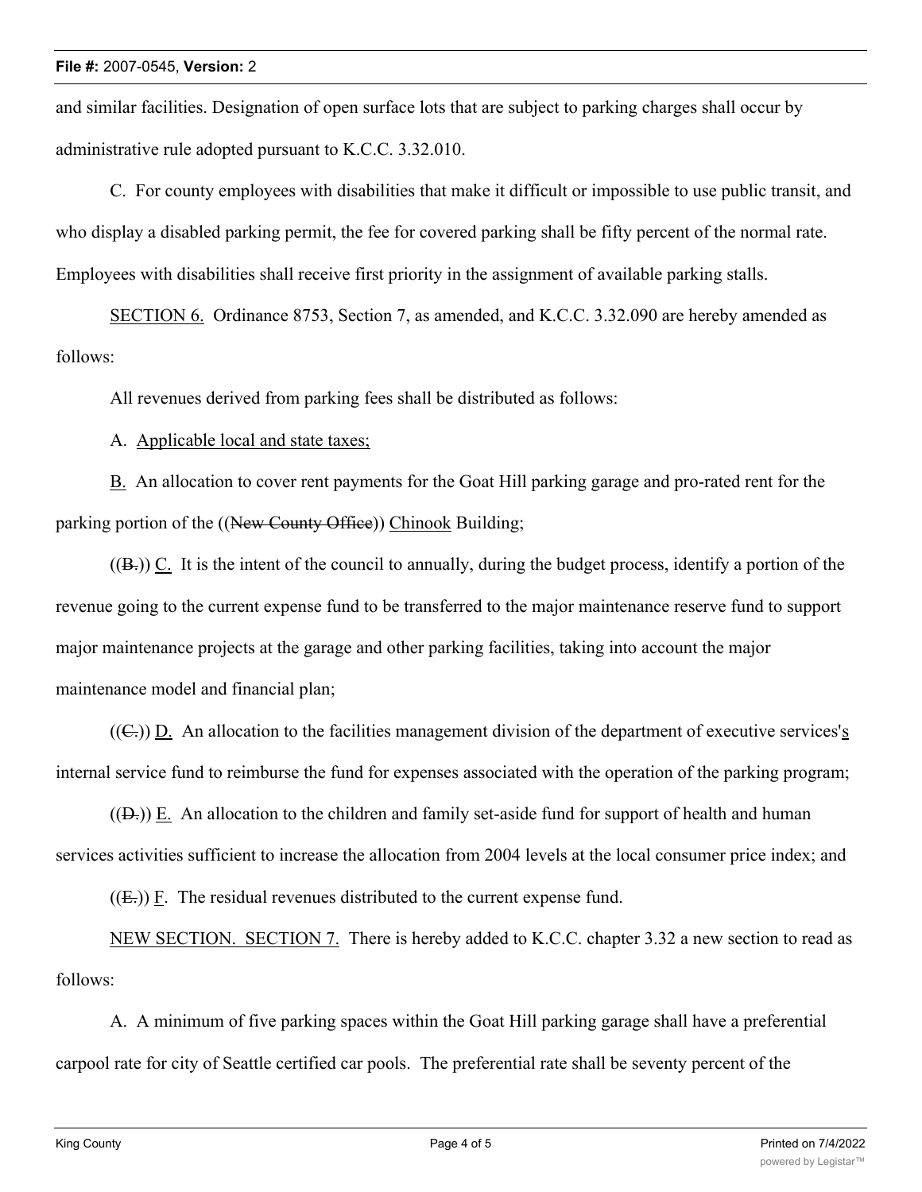and similar facilities. Designation of open surface lots that are subject to parking charges shall occur by administrative rule adopted pursuant to K.C.C. 3.32.010.

C. For county employees with disabilities that make it difficult or impossible to use public transit, and who display a disabled parking permit, the fee for covered parking shall be fifty percent of the normal rate. Employees with disabilities shall receive first priority in the assignment of available parking stalls.

SECTION 6. Ordinance 8753, Section 7, as amended, and K.C.C. 3.32.090 are hereby amended as follows:

All revenues derived from parking fees shall be distributed as follows:

A. Applicable local and state taxes;

B. An allocation to cover rent payments for the Goat Hill parking garage and pro-rated rent for the parking portion of the ((~~New County Office~~)) Chinook Building;

((~~B.~~)) C. It is the intent of the council to annually, during the budget process, identify a portion of the revenue going to the current expense fund to be transferred to the major maintenance reserve fund to support major maintenance projects at the garage and other parking facilities, taking into account the major maintenance model and financial plan;

((~~C.~~)) D. An allocation to the facilities management division of the department of executive services's internal service fund to reimburse the fund for expenses associated with the operation of the parking program;

((~~D.~~)) E. An allocation to the children and family set-aside fund for support of health and human services activities sufficient to increase the allocation from 2004 levels at the local consumer price index; and

((~~E.~~)) F. The residual revenues distributed to the current expense fund.

NEW SECTION. SECTION 7. There is hereby added to K.C.C. chapter 3.32 a new section to read as follows:

A. A minimum of five parking spaces within the Goat Hill parking garage shall have a preferential carpool rate for city of Seattle certified car pools. The preferential rate shall be seventy percent of the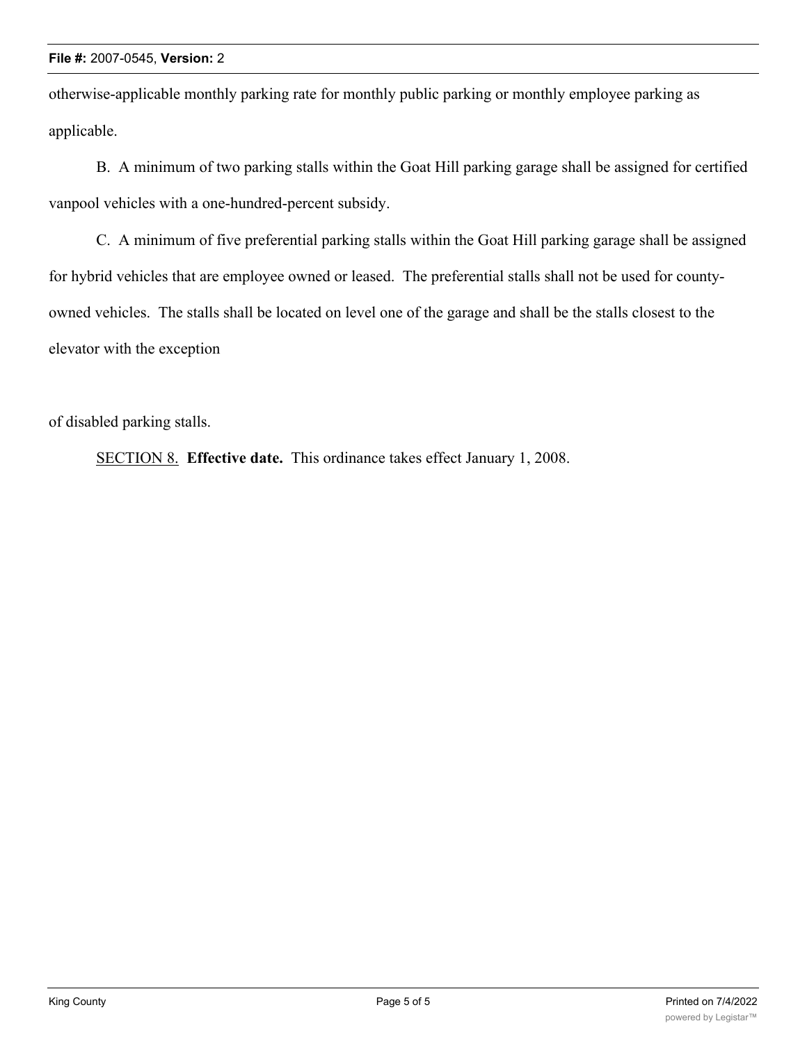otherwise-applicable monthly parking rate for monthly public parking or monthly employee parking as applicable.

B. A minimum of two parking stalls within the Goat Hill parking garage shall be assigned for certified vanpool vehicles with a one-hundred-percent subsidy.

C. A minimum of five preferential parking stalls within the Goat Hill parking garage shall be assigned for hybrid vehicles that are employee owned or leased. The preferential stalls shall not be used for county-owned vehicles. The stalls shall be located on level one of the garage and shall be the stalls closest to the elevator with the exception

of disabled parking stalls.

SECTION 8. **Effective date.** This ordinance takes effect January 1, 2008.